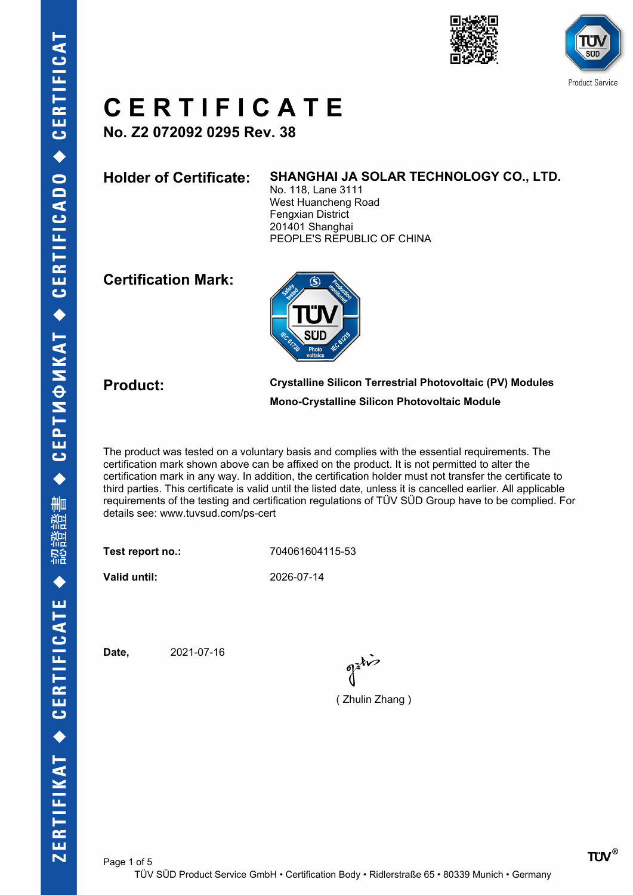# CERTIFICATE

**No. Z2 072092 0295 Rev. 38**

**Holder of Certificate:** **SHANGHAI JA SOLAR TECHNOLOGY CO., LTD.**
No. 118, Lane 3111
West Huancheng Road
Fengxian District
201401 Shanghai
PEOPLE'S REPUBLIC OF CHINA

**Certification Mark:**

**Product:** **Crystalline Silicon Terrestrial Photovoltaic (PV) Modules**
**Mono-Crystalline Silicon Photovoltaic Module**

The product was tested on a voluntary basis and complies with the essential requirements. The certification mark shown above can be affixed on the product. It is not permitted to alter the certification mark in any way. In addition, the certification holder must not transfer the certificate to third parties. This certificate is valid until the listed date, unless it is cancelled earlier. All applicable requirements of the testing and certification regulations of TÜV SÜD Group have to be complied. For details see: www.tuvsud.com/ps-cert

**Test report no.:** 704061604115-53

**Valid until:** 2026-07-14

**Date,** 2021-07-16

( Zhulin Zhang )

TÜV SÜD Product Service GmbH • Certification Body • Ridlerstraße 65 • 80339 Munich • Germany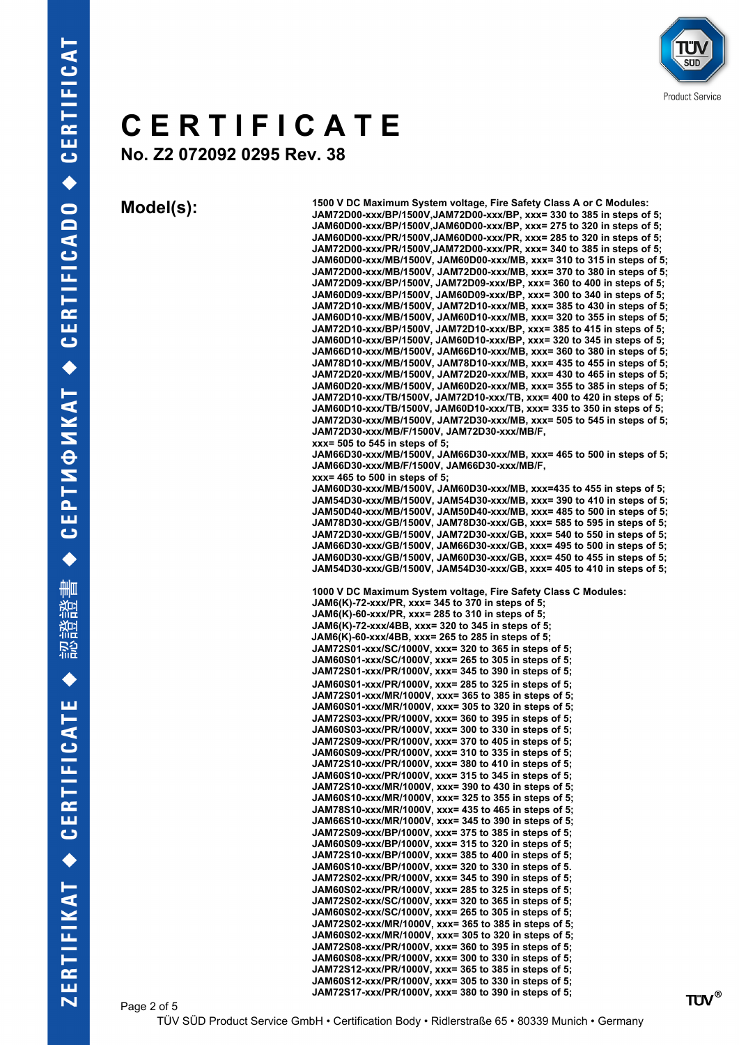# CERTIFICATE

**No. Z2 072092 0295 Rev. 38**

**Model(s):**

**1500 V DC Maximum System voltage, Fire Safety Class A or C Modules:**
**JAM72D00-xxx/BP/1500V,JAM72D00-xxx/BP, xxx= 330 to 385 in steps of 5;**
**JAM60D00-xxx/BP/1500V,JAM60D00-xxx/BP, xxx= 275 to 320 in steps of 5;**
**JAM60D00-xxx/PR/1500V,JAM60D00-xxx/PR, xxx= 285 to 320 in steps of 5;**
**JAM72D00-xxx/PR/1500V,JAM72D00-xxx/PR, xxx= 340 to 385 in steps of 5;**
**JAM60D00-xxx/MB/1500V, JAM60D00-xxx/MB, xxx= 310 to 315 in steps of 5;**
**JAM72D00-xxx/MB/1500V, JAM72D00-xxx/MB, xxx= 370 to 380 in steps of 5;**
**JAM72D09-xxx/BP/1500V, JAM72D09-xxx/BP, xxx= 360 to 400 in steps of 5;**
**JAM60D09-xxx/BP/1500V, JAM60D09-xxx/BP, xxx= 300 to 340 in steps of 5;**
**JAM72D10-xxx/MB/1500V, JAM72D10-xxx/MB, xxx= 385 to 430 in steps of 5;**
**JAM60D10-xxx/MB/1500V, JAM60D10-xxx/MB, xxx= 320 to 355 in steps of 5;**
**JAM72D10-xxx/BP/1500V, JAM72D10-xxx/BP, xxx= 385 to 415 in steps of 5;**
**JAM60D10-xxx/BP/1500V, JAM60D10-xxx/BP, xxx= 320 to 345 in steps of 5;**
**JAM66D10-xxx/MB/1500V, JAM66D10-xxx/MB, xxx= 360 to 380 in steps of 5;**
**JAM78D10-xxx/MB/1500V, JAM78D10-xxx/MB, xxx= 435 to 455 in steps of 5;**
**JAM72D20-xxx/MB/1500V, JAM72D20-xxx/MB, xxx= 430 to 465 in steps of 5;**
**JAM60D20-xxx/MB/1500V, JAM60D20-xxx/MB, xxx= 355 to 385 in steps of 5;**
**JAM72D10-xxx/TB/1500V, JAM72D10-xxx/TB, xxx= 400 to 420 in steps of 5;**
**JAM60D10-xxx/TB/1500V, JAM60D10-xxx/TB, xxx= 335 to 350 in steps of 5;**
**JAM72D30-xxx/MB/1500V, JAM72D30-xxx/MB, xxx= 505 to 545 in steps of 5;**
**JAM72D30-xxx/MB/F/1500V, JAM72D30-xxx/MB/F,**
**xxx= 505 to 545 in steps of 5;**
**JAM66D30-xxx/MB/1500V, JAM66D30-xxx/MB, xxx= 465 to 500 in steps of 5;**
**JAM66D30-xxx/MB/F/1500V, JAM66D30-xxx/MB/F,**
**xxx= 465 to 500 in steps of 5;**
**JAM60D30-xxx/MB/1500V, JAM60D30-xxx/MB, xxx=435 to 455 in steps of 5;**
**JAM54D30-xxx/MB/1500V, JAM54D30-xxx/MB, xxx= 390 to 410 in steps of 5;**
**JAM50D40-xxx/MB/1500V, JAM50D40-xxx/MB, xxx= 485 to 500 in steps of 5;**
**JAM78D30-xxx/GB/1500V, JAM78D30-xxx/GB, xxx= 585 to 595 in steps of 5;**
**JAM72D30-xxx/GB/1500V, JAM72D30-xxx/GB, xxx= 540 to 550 in steps of 5;**
**JAM66D30-xxx/GB/1500V, JAM66D30-xxx/GB, xxx= 495 to 500 in steps of 5;**
**JAM60D30-xxx/GB/1500V, JAM60D30-xxx/GB, xxx= 450 to 455 in steps of 5;**
**JAM54D30-xxx/GB/1500V, JAM54D30-xxx/GB, xxx= 405 to 410 in steps of 5;**

**1000 V DC Maximum System voltage, Fire Safety Class C Modules:**
**JAM6(K)-72-xxx/PR, xxx= 345 to 370 in steps of 5;**
**JAM6(K)-60-xxx/PR, xxx= 285 to 310 in steps of 5;**
**JAM6(K)-72-xxx/4BB, xxx= 320 to 345 in steps of 5;**
**JAM6(K)-60-xxx/4BB, xxx= 265 to 285 in steps of 5;**
**JAM72S01-xxx/SC/1000V, xxx= 320 to 365 in steps of 5;**
**JAM60S01-xxx/SC/1000V, xxx= 265 to 305 in steps of 5;**
**JAM72S01-xxx/PR/1000V, xxx= 345 to 390 in steps of 5;**
**JAM60S01-xxx/PR/1000V, xxx= 285 to 325 in steps of 5;**
**JAM72S01-xxx/MR/1000V, xxx= 365 to 385 in steps of 5;**
**JAM60S01-xxx/MR/1000V, xxx= 305 to 320 in steps of 5;**
**JAM72S03-xxx/PR/1000V, xxx= 360 to 395 in steps of 5;**
**JAM60S03-xxx/PR/1000V, xxx= 300 to 330 in steps of 5;**
**JAM72S09-xxx/PR/1000V, xxx= 370 to 405 in steps of 5;**
**JAM60S09-xxx/PR/1000V, xxx= 310 to 335 in steps of 5;**
**JAM72S10-xxx/PR/1000V, xxx= 380 to 410 in steps of 5;**
**JAM60S10-xxx/PR/1000V, xxx= 315 to 345 in steps of 5;**
**JAM72S10-xxx/MR/1000V, xxx= 390 to 430 in steps of 5;**
**JAM60S10-xxx/MR/1000V, xxx= 325 to 355 in steps of 5;**
**JAM78S10-xxx/MR/1000V, xxx= 435 to 465 in steps of 5;**
**JAM66S10-xxx/MR/1000V, xxx= 345 to 390 in steps of 5;**
**JAM72S09-xxx/BP/1000V, xxx= 375 to 385 in steps of 5;**
**JAM60S09-xxx/BP/1000V, xxx= 315 to 320 in steps of 5;**
**JAM72S10-xxx/BP/1000V, xxx= 385 to 400 in steps of 5;**
**JAM60S10-xxx/BP/1000V, xxx= 320 to 330 in steps of 5.**
**JAM72S02-xxx/PR/1000V, xxx= 345 to 390 in steps of 5;**
**JAM60S02-xxx/PR/1000V, xxx= 285 to 325 in steps of 5;**
**JAM72S02-xxx/SC/1000V, xxx= 320 to 365 in steps of 5;**
**JAM60S02-xxx/SC/1000V, xxx= 265 to 305 in steps of 5;**
**JAM72S02-xxx/MR/1000V, xxx= 365 to 385 in steps of 5;**
**JAM60S02-xxx/MR/1000V, xxx= 305 to 320 in steps of 5;**
**JAM72S08-xxx/PR/1000V, xxx= 360 to 395 in steps of 5;**
**JAM60S08-xxx/PR/1000V, xxx= 300 to 330 in steps of 5;**
**JAM72S12-xxx/PR/1000V, xxx= 365 to 385 in steps of 5;**
**JAM60S12-xxx/PR/1000V, xxx= 305 to 330 in steps of 5;**
**JAM72S17-xxx/PR/1000V, xxx= 380 to 390 in steps of 5;**

TÜV SÜD Product Service GmbH • Certification Body • Ridlerstraße 65 • 80339 Munich • Germany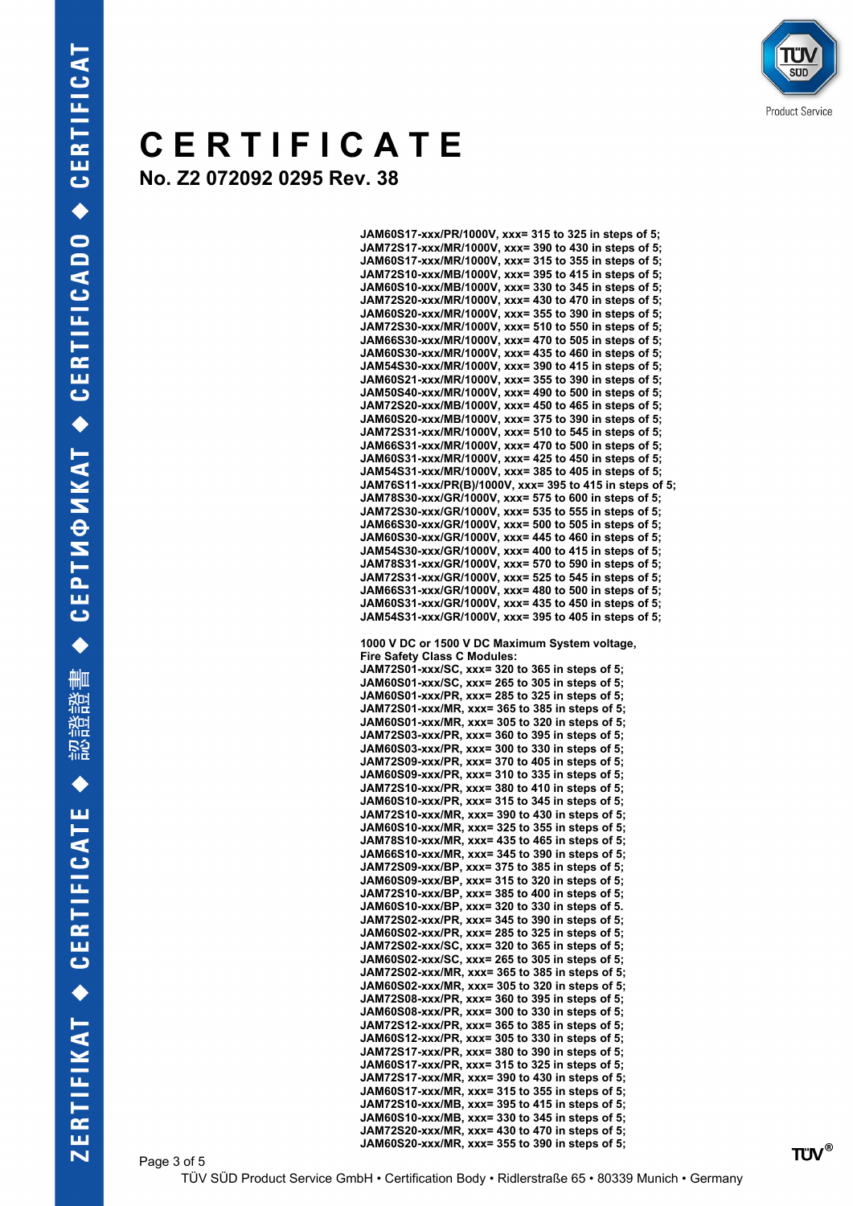# CERTIFICATE

## No. Z2 072092 0295 Rev. 38

**JAM60S17-xxx/PR/1000V, xxx= 315 to 325 in steps of 5;**
**JAM72S17-xxx/MR/1000V, xxx= 390 to 430 in steps of 5;**
**JAM60S17-xxx/MR/1000V, xxx= 315 to 355 in steps of 5;**
**JAM72S10-xxx/MB/1000V, xxx= 395 to 415 in steps of 5;**
**JAM60S10-xxx/MB/1000V, xxx= 330 to 345 in steps of 5;**
**JAM72S20-xxx/MR/1000V, xxx= 430 to 470 in steps of 5;**
**JAM60S20-xxx/MR/1000V, xxx= 355 to 390 in steps of 5;**
**JAM72S30-xxx/MR/1000V, xxx= 510 to 550 in steps of 5;**
**JAM66S30-xxx/MR/1000V, xxx= 470 to 505 in steps of 5;**
**JAM60S30-xxx/MR/1000V, xxx= 435 to 460 in steps of 5;**
**JAM54S30-xxx/MR/1000V, xxx= 390 to 415 in steps of 5;**
**JAM60S21-xxx/MR/1000V, xxx= 355 to 390 in steps of 5;**
**JAM50S40-xxx/MR/1000V, xxx= 490 to 500 in steps of 5;**
**JAM72S20-xxx/MB/1000V, xxx= 450 to 465 in steps of 5;**
**JAM60S20-xxx/MB/1000V, xxx= 375 to 390 in steps of 5;**
**JAM72S31-xxx/MR/1000V, xxx= 510 to 545 in steps of 5;**
**JAM66S31-xxx/MR/1000V, xxx= 470 to 500 in steps of 5;**
**JAM60S31-xxx/MR/1000V, xxx= 425 to 450 in steps of 5;**
**JAM54S31-xxx/MR/1000V, xxx= 385 to 405 in steps of 5;**
**JAM76S11-xxx/PR(B)/1000V, xxx= 395 to 415 in steps of 5;**
**JAM78S30-xxx/GR/1000V, xxx= 575 to 600 in steps of 5;**
**JAM72S30-xxx/GR/1000V, xxx= 535 to 555 in steps of 5;**
**JAM66S30-xxx/GR/1000V, xxx= 500 to 505 in steps of 5;**
**JAM60S30-xxx/GR/1000V, xxx= 445 to 460 in steps of 5;**
**JAM54S30-xxx/GR/1000V, xxx= 400 to 415 in steps of 5;**
**JAM78S31-xxx/GR/1000V, xxx= 570 to 590 in steps of 5;**
**JAM72S31-xxx/GR/1000V, xxx= 525 to 545 in steps of 5;**
**JAM66S31-xxx/GR/1000V, xxx= 480 to 500 in steps of 5;**
**JAM60S31-xxx/GR/1000V, xxx= 435 to 450 in steps of 5;**
**JAM54S31-xxx/GR/1000V, xxx= 395 to 405 in steps of 5;**

**1000 V DC or 1500 V DC Maximum System voltage,**
**Fire Safety Class C Modules:**
**JAM72S01-xxx/SC, xxx= 320 to 365 in steps of 5;**
**JAM60S01-xxx/SC, xxx= 265 to 305 in steps of 5;**
**JAM60S01-xxx/PR, xxx= 285 to 325 in steps of 5;**
**JAM72S01-xxx/MR, xxx= 365 to 385 in steps of 5;**
**JAM60S01-xxx/MR, xxx= 305 to 320 in steps of 5;**
**JAM72S03-xxx/PR, xxx= 360 to 395 in steps of 5;**
**JAM60S03-xxx/PR, xxx= 300 to 330 in steps of 5;**
**JAM72S09-xxx/PR, xxx= 370 to 405 in steps of 5;**
**JAM60S09-xxx/PR, xxx= 310 to 335 in steps of 5;**
**JAM72S10-xxx/PR, xxx= 380 to 410 in steps of 5;**
**JAM60S10-xxx/PR, xxx= 315 to 345 in steps of 5;**
**JAM72S10-xxx/MR, xxx= 390 to 430 in steps of 5;**
**JAM60S10-xxx/MR, xxx= 325 to 355 in steps of 5;**
**JAM78S10-xxx/MR, xxx= 435 to 465 in steps of 5;**
**JAM66S10-xxx/MR, xxx= 345 to 390 in steps of 5;**
**JAM72S09-xxx/BP, xxx= 375 to 385 in steps of 5;**
**JAM60S09-xxx/BP, xxx= 315 to 320 in steps of 5;**
**JAM72S10-xxx/BP, xxx= 385 to 400 in steps of 5;**
**JAM60S10-xxx/BP, xxx= 320 to 330 in steps of 5.**
**JAM72S02-xxx/PR, xxx= 345 to 390 in steps of 5;**
**JAM60S02-xxx/PR, xxx= 285 to 325 in steps of 5;**
**JAM72S02-xxx/SC, xxx= 320 to 365 in steps of 5;**
**JAM60S02-xxx/SC, xxx= 265 to 305 in steps of 5;**
**JAM72S02-xxx/MR, xxx= 365 to 385 in steps of 5;**
**JAM60S02-xxx/MR, xxx= 305 to 320 in steps of 5;**
**JAM72S08-xxx/PR, xxx= 360 to 395 in steps of 5;**
**JAM60S08-xxx/PR, xxx= 300 to 330 in steps of 5;**
**JAM72S12-xxx/PR, xxx= 365 to 385 in steps of 5;**
**JAM60S12-xxx/PR, xxx= 305 to 330 in steps of 5;**
**JAM72S17-xxx/PR, xxx= 380 to 390 in steps of 5;**
**JAM60S17-xxx/PR, xxx= 315 to 325 in steps of 5;**
**JAM72S17-xxx/MR, xxx= 390 to 430 in steps of 5;**
**JAM60S17-xxx/MR, xxx= 315 to 355 in steps of 5;**
**JAM72S10-xxx/MB, xxx= 395 to 415 in steps of 5;**
**JAM60S10-xxx/MB, xxx= 330 to 345 in steps of 5;**
**JAM72S20-xxx/MR, xxx= 430 to 470 in steps of 5;**
**JAM60S20-xxx/MR, xxx= 355 to 390 in steps of 5;**

TÜV SÜD Product Service GmbH • Certification Body • Ridlerstraße 65 • 80339 Munich • Germany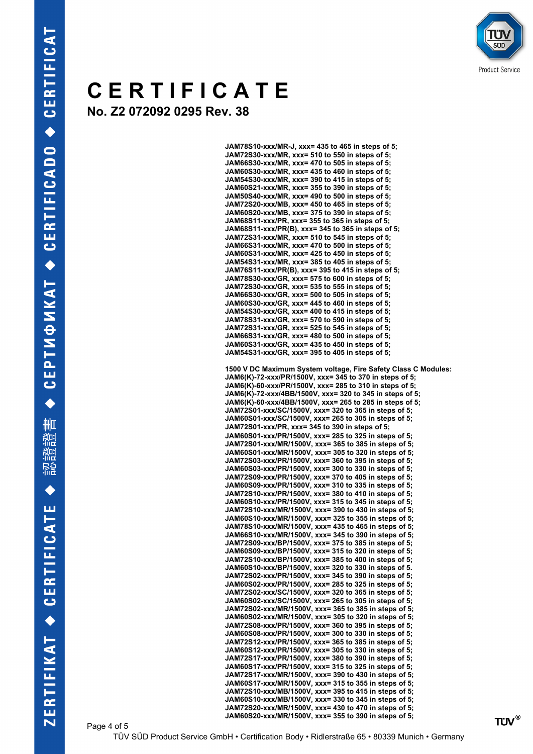# CERTIFICATE

## No. Z2 072092 0295 Rev. 38

**JAM78S10-xxx/MR-J, xxx= 435 to 465 in steps of 5;**
**JAM72S30-xxx/MR, xxx= 510 to 550 in steps of 5;**
**JAM66S30-xxx/MR, xxx= 470 to 505 in steps of 5;**
**JAM60S30-xxx/MR, xxx= 435 to 460 in steps of 5;**
**JAM54S30-xxx/MR, xxx= 390 to 415 in steps of 5;**
**JAM60S21-xxx/MR, xxx= 355 to 390 in steps of 5;**
**JAM50S40-xxx/MR, xxx= 490 to 500 in steps of 5;**
**JAM72S20-xxx/MB, xxx= 450 to 465 in steps of 5;**
**JAM60S20-xxx/MB, xxx= 375 to 390 in steps of 5;**
**JAM68S11-xxx/PR, xxx= 355 to 365 in steps of 5;**
**JAM68S11-xxx/PR(B), xxx= 345 to 365 in steps of 5;**
**JAM72S31-xxx/MR, xxx= 510 to 545 in steps of 5;**
**JAM66S31-xxx/MR, xxx= 470 to 500 in steps of 5;**
**JAM60S31-xxx/MR, xxx= 425 to 450 in steps of 5;**
**JAM54S31-xxx/MR, xxx= 385 to 405 in steps of 5;**
**JAM76S11-xxx/PR(B), xxx= 395 to 415 in steps of 5;**
**JAM78S30-xxx/GR, xxx= 575 to 600 in steps of 5;**
**JAM72S30-xxx/GR, xxx= 535 to 555 in steps of 5;**
**JAM66S30-xxx/GR, xxx= 500 to 505 in steps of 5;**
**JAM60S30-xxx/GR, xxx= 445 to 460 in steps of 5;**
**JAM54S30-xxx/GR, xxx= 400 to 415 in steps of 5;**
**JAM78S31-xxx/GR, xxx= 570 to 590 in steps of 5;**
**JAM72S31-xxx/GR, xxx= 525 to 545 in steps of 5;**
**JAM66S31-xxx/GR, xxx= 480 to 500 in steps of 5;**
**JAM60S31-xxx/GR, xxx= 435 to 450 in steps of 5;**
**JAM54S31-xxx/GR, xxx= 395 to 405 in steps of 5;**

**1500 V DC Maximum System voltage, Fire Safety Class C Modules:**
**JAM6(K)-72-xxx/PR/1500V, xxx= 345 to 370 in steps of 5;**
**JAM6(K)-60-xxx/PR/1500V, xxx= 285 to 310 in steps of 5;**
**JAM6(K)-72-xxx/4BB/1500V, xxx= 320 to 345 in steps of 5;**
**JAM6(K)-60-xxx/4BB/1500V, xxx= 265 to 285 in steps of 5;**
**JAM72S01-xxx/SC/1500V, xxx= 320 to 365 in steps of 5;**
**JAM60S01-xxx/SC/1500V, xxx= 265 to 305 in steps of 5;**
**JAM72S01-xxx/PR, xxx= 345 to 390 in steps of 5;**
**JAM60S01-xxx/PR/1500V, xxx= 285 to 325 in steps of 5;**
**JAM72S01-xxx/MR/1500V, xxx= 365 to 385 in steps of 5;**
**JAM60S01-xxx/MR/1500V, xxx= 305 to 320 in steps of 5;**
**JAM72S03-xxx/PR/1500V, xxx= 360 to 395 in steps of 5;**
**JAM60S03-xxx/PR/1500V, xxx= 300 to 330 in steps of 5;**
**JAM72S09-xxx/PR/1500V, xxx= 370 to 405 in steps of 5;**
**JAM60S09-xxx/PR/1500V, xxx= 310 to 335 in steps of 5;**
**JAM72S10-xxx/PR/1500V, xxx= 380 to 410 in steps of 5;**
**JAM60S10-xxx/PR/1500V, xxx= 315 to 345 in steps of 5;**
**JAM72S10-xxx/MR/1500V, xxx= 390 to 430 in steps of 5;**
**JAM60S10-xxx/MR/1500V, xxx= 325 to 355 in steps of 5;**
**JAM78S10-xxx/MR/1500V, xxx= 435 to 465 in steps of 5;**
**JAM66S10-xxx/MR/1500V, xxx= 345 to 390 in steps of 5;**
**JAM72S09-xxx/BP/1500V, xxx= 375 to 385 in steps of 5;**
**JAM60S09-xxx/BP/1500V, xxx= 315 to 320 in steps of 5;**
**JAM72S10-xxx/BP/1500V, xxx= 385 to 400 in steps of 5;**
**JAM60S10-xxx/BP/1500V, xxx= 320 to 330 in steps of 5.**
**JAM72S02-xxx/PR/1500V, xxx= 345 to 390 in steps of 5;**
**JAM60S02-xxx/PR/1500V, xxx= 285 to 325 in steps of 5;**
**JAM72S02-xxx/SC/1500V, xxx= 320 to 365 in steps of 5;**
**JAM60S02-xxx/SC/1500V, xxx= 265 to 305 in steps of 5;**
**JAM72S02-xxx/MR/1500V, xxx= 365 to 385 in steps of 5;**
**JAM60S02-xxx/MR/1500V, xxx= 305 to 320 in steps of 5;**
**JAM72S08-xxx/PR/1500V, xxx= 360 to 395 in steps of 5;**
**JAM60S08-xxx/PR/1500V, xxx= 300 to 330 in steps of 5;**
**JAM72S12-xxx/PR/1500V, xxx= 365 to 385 in steps of 5;**
**JAM60S12-xxx/PR/1500V, xxx= 305 to 330 in steps of 5;**
**JAM72S17-xxx/PR/1500V, xxx= 380 to 390 in steps of 5;**
**JAM60S17-xxx/PR/1500V, xxx= 315 to 325 in steps of 5;**
**JAM72S17-xxx/MR/1500V, xxx= 390 to 430 in steps of 5;**
**JAM60S17-xxx/MR/1500V, xxx= 315 to 355 in steps of 5;**
**JAM72S10-xxx/MB/1500V, xxx= 395 to 415 in steps of 5;**
**JAM60S10-xxx/MB/1500V, xxx= 330 to 345 in steps of 5;**
**JAM72S20-xxx/MR/1500V, xxx= 430 to 470 in steps of 5;**
**JAM60S20-xxx/MR/1500V, xxx= 355 to 390 in steps of 5;**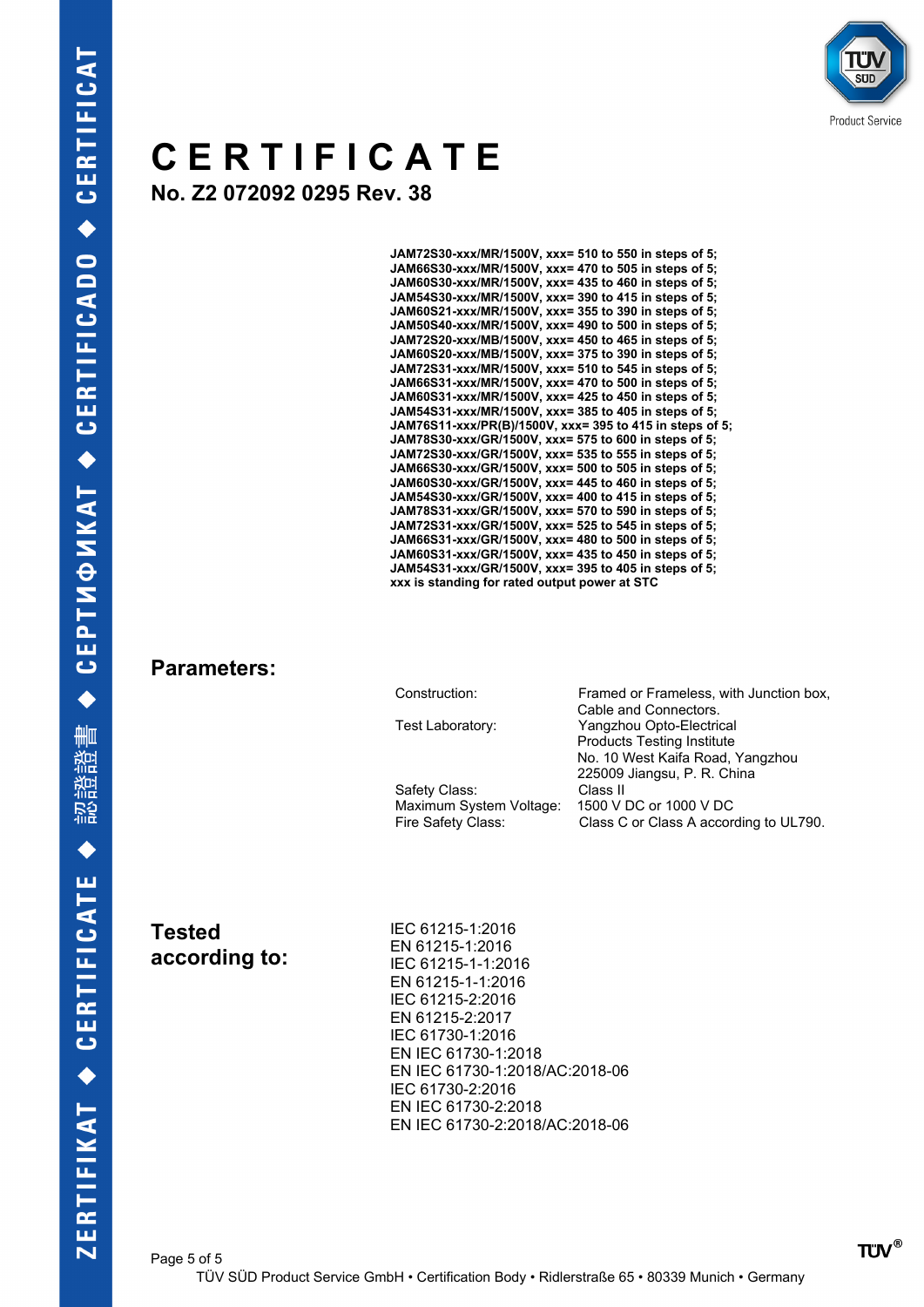# CERTIFICATE

## No. Z2 072092 0295 Rev. 38

**JAM72S30-xxx/MR/1500V, xxx= 510 to 550 in steps of 5;**
**JAM66S30-xxx/MR/1500V, xxx= 470 to 505 in steps of 5;**
**JAM60S30-xxx/MR/1500V, xxx= 435 to 460 in steps of 5;**
**JAM54S30-xxx/MR/1500V, xxx= 390 to 415 in steps of 5;**
**JAM60S21-xxx/MR/1500V, xxx= 355 to 390 in steps of 5;**
**JAM50S40-xxx/MR/1500V, xxx= 490 to 500 in steps of 5;**
**JAM72S20-xxx/MB/1500V, xxx= 450 to 465 in steps of 5;**
**JAM60S20-xxx/MB/1500V, xxx= 375 to 390 in steps of 5;**
**JAM72S31-xxx/MR/1500V, xxx= 510 to 545 in steps of 5;**
**JAM66S31-xxx/MR/1500V, xxx= 470 to 500 in steps of 5;**
**JAM60S31-xxx/MR/1500V, xxx= 425 to 450 in steps of 5;**
**JAM54S31-xxx/MR/1500V, xxx= 385 to 405 in steps of 5;**
**JAM76S11-xxx/PR(B)/1500V, xxx= 395 to 415 in steps of 5;**
**JAM78S30-xxx/GR/1500V, xxx= 575 to 600 in steps of 5;**
**JAM72S30-xxx/GR/1500V, xxx= 535 to 555 in steps of 5;**
**JAM66S30-xxx/GR/1500V, xxx= 500 to 505 in steps of 5;**
**JAM60S30-xxx/GR/1500V, xxx= 445 to 460 in steps of 5;**
**JAM54S30-xxx/GR/1500V, xxx= 400 to 415 in steps of 5;**
**JAM78S31-xxx/GR/1500V, xxx= 570 to 590 in steps of 5;**
**JAM72S31-xxx/GR/1500V, xxx= 525 to 545 in steps of 5;**
**JAM66S31-xxx/GR/1500V, xxx= 480 to 500 in steps of 5;**
**JAM60S31-xxx/GR/1500V, xxx= 435 to 450 in steps of 5;**
**JAM54S31-xxx/GR/1500V, xxx= 395 to 405 in steps of 5;**
**xxx is standing for rated output power at STC**

## Parameters:

| | |
|---|---|
| Construction: | Framed or Frameless, with Junction box, Cable and Connectors. |
| Test Laboratory: | Yangzhou Opto-Electrical Products Testing Institute<br>No. 10 West Kaifa Road, Yangzhou<br>225009 Jiangsu, P. R. China |
| Safety Class: | Class II |
| Maximum System Voltage: | 1500 V DC or 1000 V DC |
| Fire Safety Class: | Class C or Class A according to UL790. |

## Tested according to:

IEC 61215-1:2016
EN 61215-1:2016
IEC 61215-1-1:2016
EN 61215-1-1:2016
IEC 61215-2:2016
EN 61215-2:2017
IEC 61730-1:2016
EN IEC 61730-1:2018
EN IEC 61730-1:2018/AC:2018-06
IEC 61730-2:2016
EN IEC 61730-2:2018
EN IEC 61730-2:2018/AC:2018-06

TÜV SÜD Product Service GmbH • Certification Body • Ridlerstraße 65 • 80339 Munich • Germany